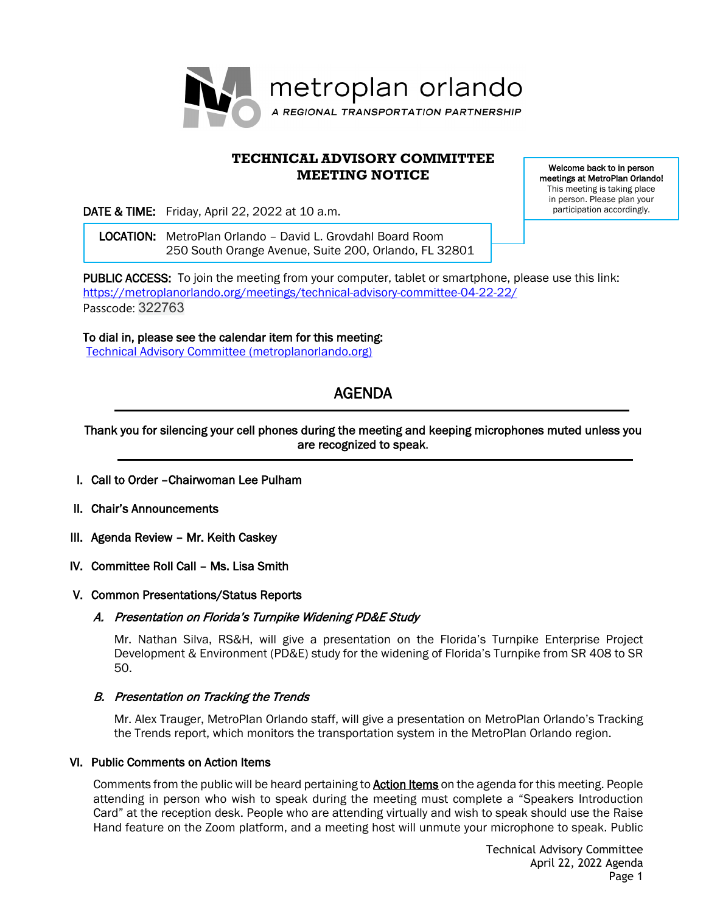metroplan orlando

*A REGIONAL TRANSPORTATION PARTNERSHIP*

# TECHNICAL ADVISORY COMMITTEE MEETING NOTICE

**Welcome back to in person meetings at MetroPlan Orlando!** This meeting is taking place in person. Please plan your participation accordingly.

**DATE & TIME:** Friday, April 22, 2022 at 10 a.m.

**LOCATION:** MetroPlan Orlando – David L. Grovdahl Board Room
250 South Orange Avenue, Suite 200, Orlando, FL 32801

**PUBLIC ACCESS:** To join the meeting from your computer, tablet or smartphone, please use this link: [https://metroplanorlando.org/meetings/technical-advisory-committee-04-22-22/](https://metroplanorlando.org/meetings/technical-advisory-committee-04-22-22/)
Passcode: 322763

**To dial in, please see the calendar item for this meeting:**
[Technical Advisory Committee (metroplanorlando.org)](https://metroplanorlando.org)

## AGENDA

**Thank you for silencing your cell phones during the meeting and keeping microphones muted unless you are recognized to speak.**

**I. Call to Order –Chairwoman Lee Pulham**

**II. Chair's Announcements**

**III. Agenda Review – Mr. Keith Caskey**

**IV. Committee Roll Call – Ms. Lisa Smith**

**V. Common Presentations/Status Reports**

***A. Presentation on Florida's Turnpike Widening PD&E Study***

Mr. Nathan Silva, RS&H, will give a presentation on the Florida's Turnpike Enterprise Project Development & Environment (PD&E) study for the widening of Florida's Turnpike from SR 408 to SR 50.

***B. Presentation on Tracking the Trends***

Mr. Alex Trauger, MetroPlan Orlando staff, will give a presentation on MetroPlan Orlando's Tracking the Trends report, which monitors the transportation system in the MetroPlan Orlando region.

**VI. Public Comments on Action Items**

Comments from the public will be heard pertaining to <u>Action Items</u> on the agenda for this meeting. People attending in person who wish to speak during the meeting must complete a "Speakers Introduction Card" at the reception desk. People who are attending virtually and wish to speak should use the Raise Hand feature on the Zoom platform, and a meeting host will unmute your microphone to speak. Public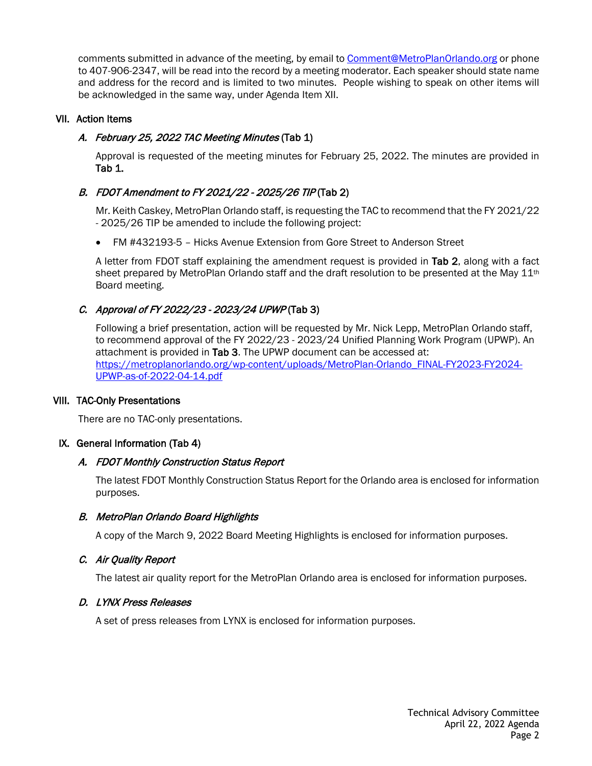comments submitted in advance of the meeting, by email to [Comment@MetroPlanOrlando.org](mailto:Comment@MetroPlanOrlando.org) or phone to 407-906-2347, will be read into the record by a meeting moderator. Each speaker should state name and address for the record and is limited to two minutes. People wishing to speak on other items will be acknowledged in the same way, under Agenda Item XII.

## VII. Action Items

### A. *February 25, 2022 TAC Meeting Minutes* (Tab 1)

Approval is requested of the meeting minutes for February 25, 2022. The minutes are provided in **Tab 1.**

### B. *FDOT Amendment to FY 2021/22 - 2025/26 TIP* (Tab 2)

Mr. Keith Caskey, MetroPlan Orlando staff, is requesting the TAC to recommend that the FY 2021/22 - 2025/26 TIP be amended to include the following project:

- FM #432193-5 – Hicks Avenue Extension from Gore Street to Anderson Street

A letter from FDOT staff explaining the amendment request is provided in **Tab 2**, along with a fact sheet prepared by MetroPlan Orlando staff and the draft resolution to be presented at the May 11th Board meeting.

### C. *Approval of FY 2022/23 - 2023/24 UPWP* (Tab 3)

Following a brief presentation, action will be requested by Mr. Nick Lepp, MetroPlan Orlando staff, to recommend approval of the FY 2022/23 - 2023/24 Unified Planning Work Program (UPWP). An attachment is provided in **Tab 3**. The UPWP document can be accessed at: [https://metroplanorlando.org/wp-content/uploads/MetroPlan-Orlando_FINAL-FY2023-FY2024-UPWP-as-of-2022-04-14.pdf](https://metroplanorlando.org/wp-content/uploads/MetroPlan-Orlando_FINAL-FY2023-FY2024-UPWP-as-of-2022-04-14.pdf)

## VIII. TAC-Only Presentations

There are no TAC-only presentations.

## IX. General Information (Tab 4)

### A. *FDOT Monthly Construction Status Report*

The latest FDOT Monthly Construction Status Report for the Orlando area is enclosed for information purposes.

### B. *MetroPlan Orlando Board Highlights*

A copy of the March 9, 2022 Board Meeting Highlights is enclosed for information purposes.

### C. *Air Quality Report*

The latest air quality report for the MetroPlan Orlando area is enclosed for information purposes.

### D. *LYNX Press Releases*

A set of press releases from LYNX is enclosed for information purposes.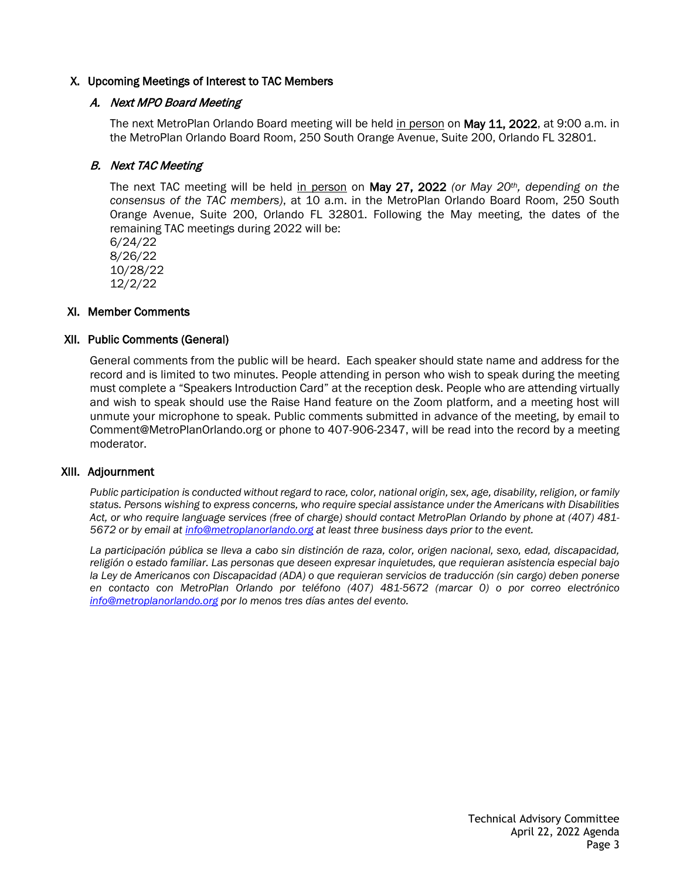## X. Upcoming Meetings of Interest to TAC Members

### *A. Next MPO Board Meeting*

The next MetroPlan Orlando Board meeting will be held in person on **May 11, 2022**, at 9:00 a.m. in the MetroPlan Orlando Board Room, 250 South Orange Avenue, Suite 200, Orlando FL 32801.

### *B. Next TAC Meeting*

The next TAC meeting will be held in person on **May 27, 2022** *(or May 20th, depending on the consensus of the TAC members)*, at 10 a.m. in the MetroPlan Orlando Board Room, 250 South Orange Avenue, Suite 200, Orlando FL 32801. Following the May meeting, the dates of the remaining TAC meetings during 2022 will be:
6/24/22
8/26/22
10/28/22
12/2/22

## XI. Member Comments

## XII. Public Comments (General)

General comments from the public will be heard. Each speaker should state name and address for the record and is limited to two minutes. People attending in person who wish to speak during the meeting must complete a "Speakers Introduction Card" at the reception desk. People who are attending virtually and wish to speak should use the Raise Hand feature on the Zoom platform, and a meeting host will unmute your microphone to speak. Public comments submitted in advance of the meeting, by email to Comment@MetroPlanOrlando.org or phone to 407-906-2347, will be read into the record by a meeting moderator.

## XIII. Adjournment

*Public participation is conducted without regard to race, color, national origin, sex, age, disability, religion, or family status. Persons wishing to express concerns, who require special assistance under the Americans with Disabilities Act, or who require language services (free of charge) should contact MetroPlan Orlando by phone at (407) 481-5672 or by email at info@metroplanorlando.org at least three business days prior to the event.*

*La participación pública se lleva a cabo sin distinción de raza, color, origen nacional, sexo, edad, discapacidad, religión o estado familiar. Las personas que deseen expresar inquietudes, que requieran asistencia especial bajo la Ley de Americanos con Discapacidad (ADA) o que requieran servicios de traducción (sin cargo) deben ponerse en contacto con MetroPlan Orlando por teléfono (407) 481-5672 (marcar 0) o por correo electrónico info@metroplanorlando.org por lo menos tres días antes del evento.*